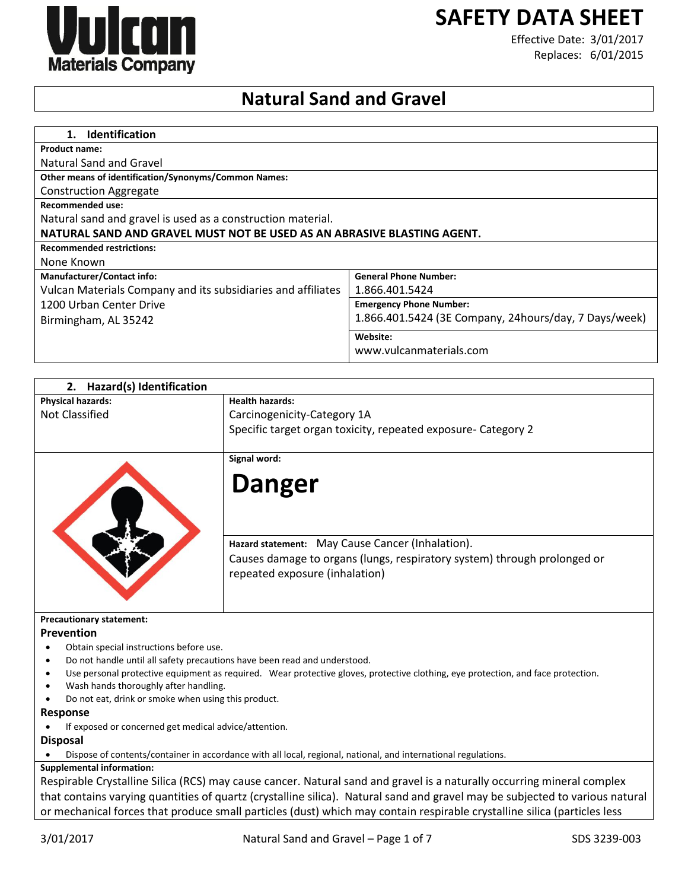Vulcan Materials Company

# SAFETY DATA SHEET

Effective Date: 3/01/2017
Replaces: 6/01/2015

# Natural Sand and Gravel

## 1. Identification

**Product name:**
Natural Sand and Gravel

**Other means of identification/Synonyms/Common Names:**
Construction Aggregate

**Recommended use:**
Natural sand and gravel is used as a construction material.
**NATURAL SAND AND GRAVEL MUST NOT BE USED AS AN ABRASIVE BLASTING AGENT.**

**Recommended restrictions:**
None Known

| **Manufacturer/Contact info:** | **General Phone Number:** |
|---|---|
| Vulcan Materials Company and its subsidiaries and affiliates<br>1200 Urban Center Drive<br>Birmingham, AL 35242 | 1.866.401.5424 |
| | **Emergency Phone Number:**<br>1.866.401.5424 (3E Company, 24hours/day, 7 Days/week) |
| | **Website:**<br>www.vulcanmaterials.com |

## 2. Hazard(s) Identification

| **Physical hazards:** | **Health hazards:** |
|---|---|
| Not Classified | Carcinogenicity-Category 1A<br>Specific target organ toxicity, repeated exposure- Category 2 |

**Signal word:**

# Danger

**Hazard statement:** May Cause Cancer (Inhalation).
Causes damage to organs (lungs, respiratory system) through prolonged or repeated exposure (inhalation)

**Precautionary statement:**

### Prevention

- Obtain special instructions before use.
- Do not handle until all safety precautions have been read and understood.
- Use personal protective equipment as required. Wear protective gloves, protective clothing, eye protection, and face protection.
- Wash hands thoroughly after handling.
- Do not eat, drink or smoke when using this product.

### Response

- If exposed or concerned get medical advice/attention.

### Disposal

- Dispose of contents/container in accordance with all local, regional, national, and international regulations.

**Supplemental information:**
Respirable Crystalline Silica (RCS) may cause cancer. Natural sand and gravel is a naturally occurring mineral complex that contains varying quantities of quartz (crystalline silica). Natural sand and gravel may be subjected to various natural or mechanical forces that produce small particles (dust) which may contain respirable crystalline silica (particles less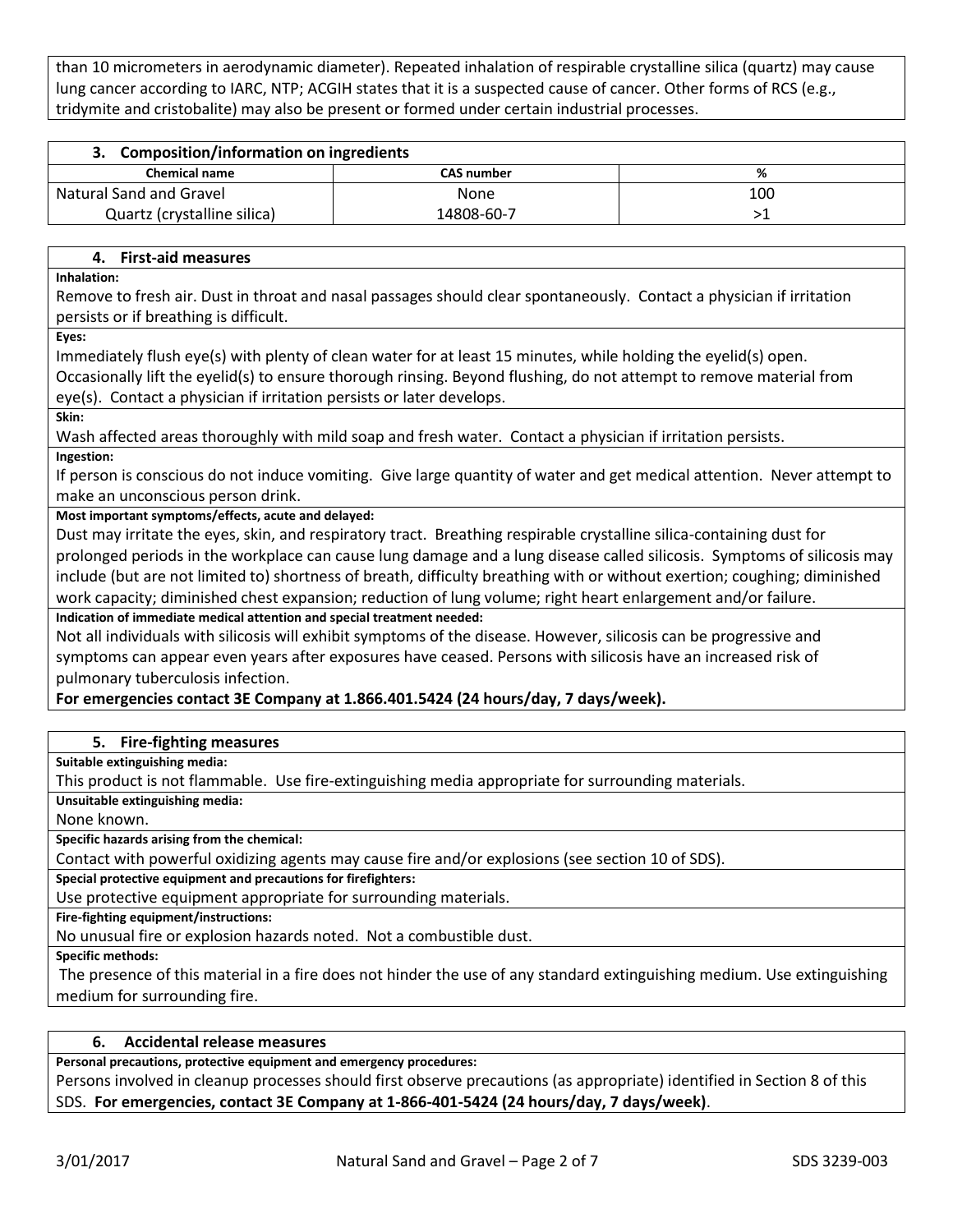than 10 micrometers in aerodynamic diameter). Repeated inhalation of respirable crystalline silica (quartz) may cause lung cancer according to IARC, NTP; ACGIH states that it is a suspected cause of cancer. Other forms of RCS (e.g., tridymite and cristobalite) may also be present or formed under certain industrial processes.

## 3. Composition/information on ingredients

| Chemical name | CAS number | % |
|---|---|---|
| Natural Sand and Gravel | None | 100 |
| Quartz (crystalline silica) | 14808-60-7 | >1 |

## 4. First-aid measures

**Inhalation:**

Remove to fresh air. Dust in throat and nasal passages should clear spontaneously. Contact a physician if irritation persists or if breathing is difficult.

**Eyes:**

Immediately flush eye(s) with plenty of clean water for at least 15 minutes, while holding the eyelid(s) open. Occasionally lift the eyelid(s) to ensure thorough rinsing. Beyond flushing, do not attempt to remove material from eye(s). Contact a physician if irritation persists or later develops.

**Skin:**

Wash affected areas thoroughly with mild soap and fresh water. Contact a physician if irritation persists.

**Ingestion:**

If person is conscious do not induce vomiting. Give large quantity of water and get medical attention. Never attempt to make an unconscious person drink.

**Most important symptoms/effects, acute and delayed:**

Dust may irritate the eyes, skin, and respiratory tract. Breathing respirable crystalline silica-containing dust for prolonged periods in the workplace can cause lung damage and a lung disease called silicosis. Symptoms of silicosis may include (but are not limited to) shortness of breath, difficulty breathing with or without exertion; coughing; diminished work capacity; diminished chest expansion; reduction of lung volume; right heart enlargement and/or failure.

**Indication of immediate medical attention and special treatment needed:**

Not all individuals with silicosis will exhibit symptoms of the disease. However, silicosis can be progressive and symptoms can appear even years after exposures have ceased. Persons with silicosis have an increased risk of pulmonary tuberculosis infection.

**For emergencies contact 3E Company at 1.866.401.5424 (24 hours/day, 7 days/week).**

## 5. Fire-fighting measures

**Suitable extinguishing media:**

This product is not flammable. Use fire-extinguishing media appropriate for surrounding materials.

**Unsuitable extinguishing media:**

None known.

**Specific hazards arising from the chemical:**

Contact with powerful oxidizing agents may cause fire and/or explosions (see section 10 of SDS).

**Special protective equipment and precautions for firefighters:**

Use protective equipment appropriate for surrounding materials.

**Fire-fighting equipment/instructions:**

No unusual fire or explosion hazards noted. Not a combustible dust.

**Specific methods:**

The presence of this material in a fire does not hinder the use of any standard extinguishing medium. Use extinguishing medium for surrounding fire.

## 6. Accidental release measures

**Personal precautions, protective equipment and emergency procedures:**

Persons involved in cleanup processes should first observe precautions (as appropriate) identified in Section 8 of this SDS. **For emergencies, contact 3E Company at 1-866-401-5424 (24 hours/day, 7 days/week)**.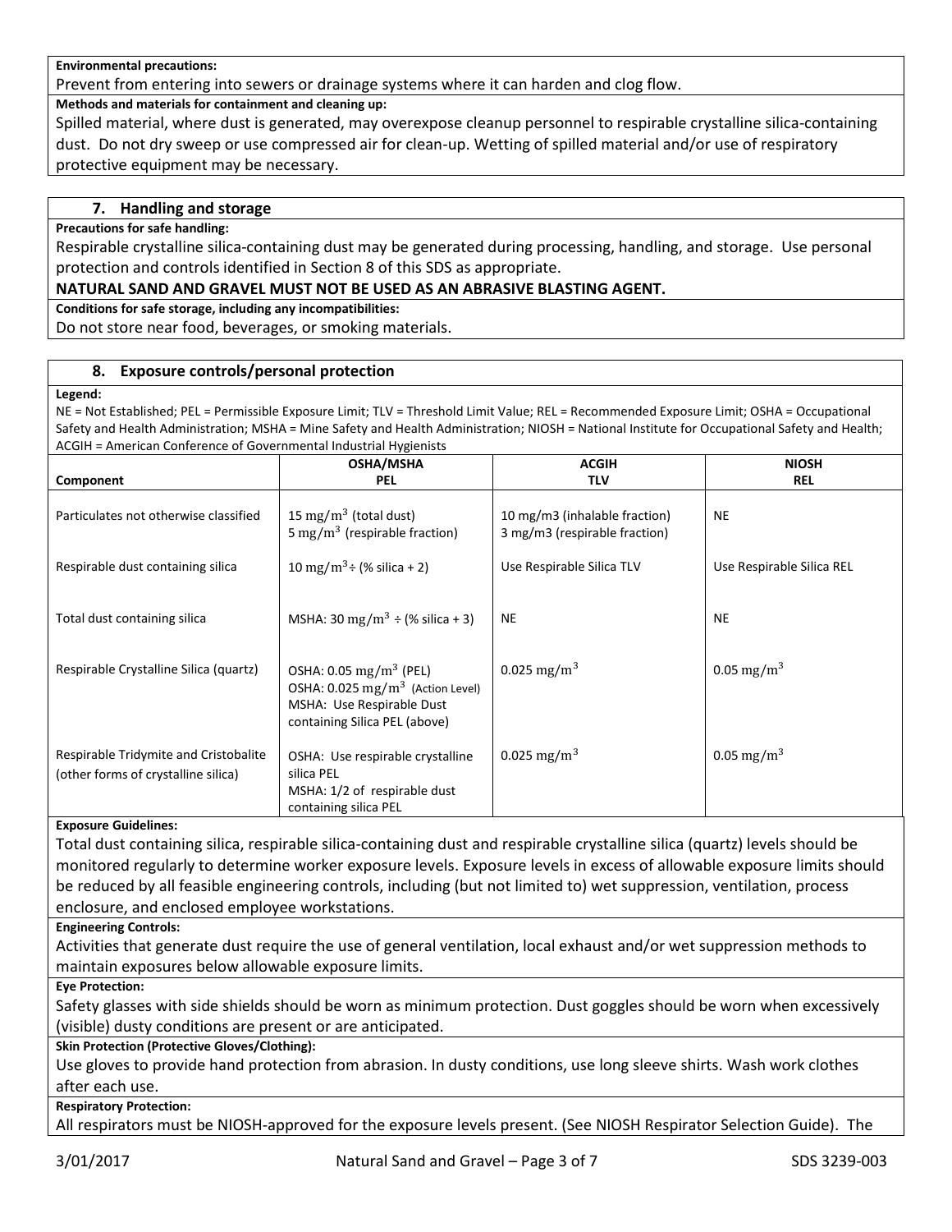**Environmental precautions:**

Prevent from entering into sewers or drainage systems where it can harden and clog flow.

**Methods and materials for containment and cleaning up:**

Spilled material, where dust is generated, may overexpose cleanup personnel to respirable crystalline silica-containing dust. Do not dry sweep or use compressed air for clean-up. Wetting of spilled material and/or use of respiratory protective equipment may be necessary.

## 7. Handling and storage

**Precautions for safe handling:**

Respirable crystalline silica-containing dust may be generated during processing, handling, and storage. Use personal protection and controls identified in Section 8 of this SDS as appropriate.

**NATURAL SAND AND GRAVEL MUST NOT BE USED AS AN ABRASIVE BLASTING AGENT.**

**Conditions for safe storage, including any incompatibilities:**

Do not store near food, beverages, or smoking materials.

## 8. Exposure controls/personal protection

**Legend:**

NE = Not Established; PEL = Permissible Exposure Limit; TLV = Threshold Limit Value; REL = Recommended Exposure Limit; OSHA = Occupational Safety and Health Administration; MSHA = Mine Safety and Health Administration; NIOSH = National Institute for Occupational Safety and Health; ACGIH = American Conference of Governmental Industrial Hygienists

| Component | OSHA/MSHA PEL | ACGIH TLV | NIOSH REL |
|---|---|---|---|
| Particulates not otherwise classified | 15 $mg/m^3$ (total dust)<br>5 $mg/m^3$ (respirable fraction) | 10 mg/m3 (inhalable fraction)<br>3 mg/m3 (respirable fraction) | NE |
| Respirable dust containing silica | 10 $mg/m^3$ ÷ (% silica + 2) | Use Respirable Silica TLV | Use Respirable Silica REL |
| Total dust containing silica | MSHA: 30 $mg/m^3$ ÷ (% silica + 3) | NE | NE |
| Respirable Crystalline Silica (quartz) | OSHA: 0.05 $mg/m^3$ (PEL)<br>OSHA: 0.025 $mg/m^3$ (Action Level)<br>MSHA: Use Respirable Dust containing Silica PEL (above) | 0.025 $mg/m^3$ | 0.05 $mg/m^3$ |
| Respirable Tridymite and Cristobalite (other forms of crystalline silica) | OSHA: Use respirable crystalline silica PEL<br>MSHA: 1/2 of respirable dust containing silica PEL | 0.025 $mg/m^3$ | 0.05 $mg/m^3$ |

**Exposure Guidelines:**

Total dust containing silica, respirable silica-containing dust and respirable crystalline silica (quartz) levels should be monitored regularly to determine worker exposure levels. Exposure levels in excess of allowable exposure limits should be reduced by all feasible engineering controls, including (but not limited to) wet suppression, ventilation, process enclosure, and enclosed employee workstations.

**Engineering Controls:**

Activities that generate dust require the use of general ventilation, local exhaust and/or wet suppression methods to maintain exposures below allowable exposure limits.

**Eye Protection:**

Safety glasses with side shields should be worn as minimum protection. Dust goggles should be worn when excessively (visible) dusty conditions are present or are anticipated.

**Skin Protection (Protective Gloves/Clothing):**

Use gloves to provide hand protection from abrasion. In dusty conditions, use long sleeve shirts. Wash work clothes after each use.

**Respiratory Protection:**

All respirators must be NIOSH-approved for the exposure levels present. (See NIOSH Respirator Selection Guide). The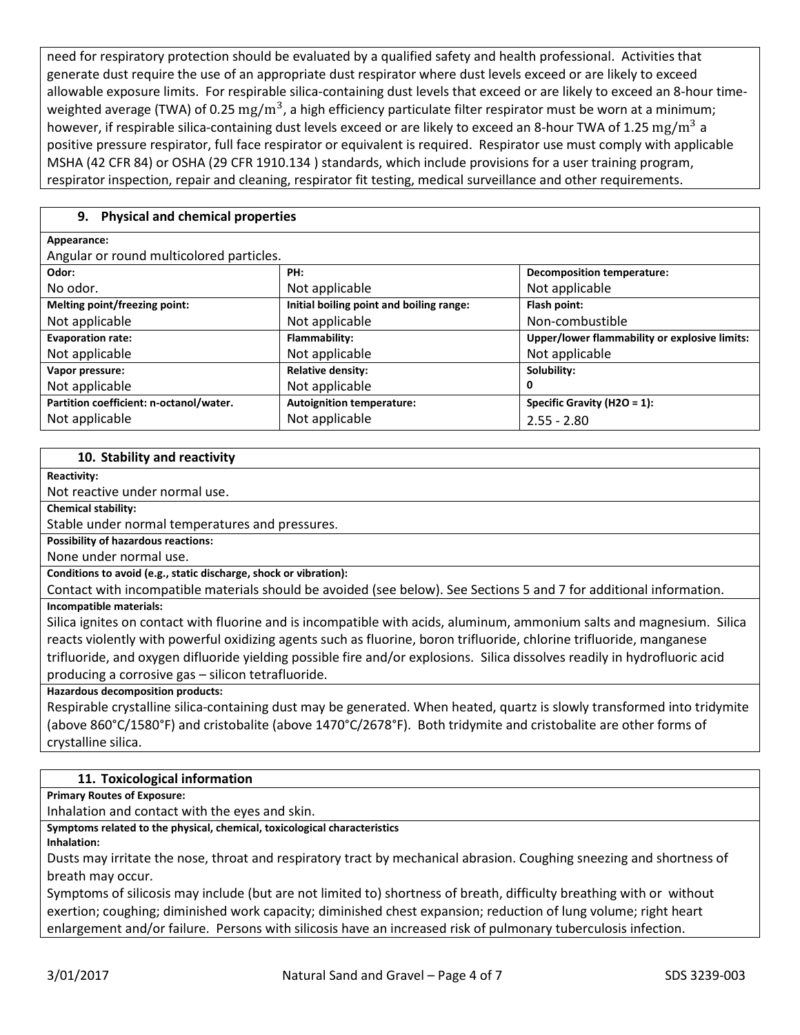need for respiratory protection should be evaluated by a qualified safety and health professional. Activities that generate dust require the use of an appropriate dust respirator where dust levels exceed or are likely to exceed allowable exposure limits. For respirable silica-containing dust levels that exceed or are likely to exceed an 8-hour time-weighted average (TWA) of 0.25 $mg/m^3$, a high efficiency particulate filter respirator must be worn at a minimum; however, if respirable silica-containing dust levels exceed or are likely to exceed an 8-hour TWA of 1.25 $mg/m^3$ a positive pressure respirator, full face respirator or equivalent is required. Respirator use must comply with applicable MSHA (42 CFR 84) or OSHA (29 CFR 1910.134 ) standards, which include provisions for a user training program, respirator inspection, repair and cleaning, respirator fit testing, medical surveillance and other requirements.

## 9. Physical and chemical properties

**Appearance:**

Angular or round multicolored particles.

| **Odor:** | **PH:** | **Decomposition temperature:** |
|---|---|---|
| No odor. | Not applicable | Not applicable |
| **Melting point/freezing point:** | **Initial boiling point and boiling range:** | **Flash point:** |
| Not applicable | Not applicable | Non-combustible |
| **Evaporation rate:** | **Flammability:** | **Upper/lower flammability or explosive limits:** |
| Not applicable | Not applicable | Not applicable |
| **Vapor pressure:** | **Relative density:** | **Solubility:** |
| Not applicable | Not applicable | 0 |
| **Partition coefficient: n-octanol/water.** | **Autoignition temperature:** | **Specific Gravity ($H_2O$ = 1):** |
| Not applicable | Not applicable | 2.55 - 2.80 |

## 10. Stability and reactivity

**Reactivity:**

Not reactive under normal use.

**Chemical stability:**

Stable under normal temperatures and pressures.

**Possibility of hazardous reactions:**

None under normal use.

**Conditions to avoid (e.g., static discharge, shock or vibration):**

Contact with incompatible materials should be avoided (see below). See Sections 5 and 7 for additional information.

**Incompatible materials:**

Silica ignites on contact with fluorine and is incompatible with acids, aluminum, ammonium salts and magnesium. Silica reacts violently with powerful oxidizing agents such as fluorine, boron trifluoride, chlorine trifluoride, manganese trifluoride, and oxygen difluoride yielding possible fire and/or explosions. Silica dissolves readily in hydrofluoric acid producing a corrosive gas – silicon tetrafluoride.

**Hazardous decomposition products:**

Respirable crystalline silica-containing dust may be generated. When heated, quartz is slowly transformed into tridymite (above 860°C/1580°F) and cristobalite (above 1470°C/2678°F). Both tridymite and cristobalite are other forms of crystalline silica.

## 11. Toxicological information

**Primary Routes of Exposure:**

Inhalation and contact with the eyes and skin.

**Symptoms related to the physical, chemical, toxicological characteristics**

**Inhalation:**

Dusts may irritate the nose, throat and respiratory tract by mechanical abrasion. Coughing sneezing and shortness of breath may occur.

Symptoms of silicosis may include (but are not limited to) shortness of breath, difficulty breathing with or without exertion; coughing; diminished work capacity; diminished chest expansion; reduction of lung volume; right heart enlargement and/or failure. Persons with silicosis have an increased risk of pulmonary tuberculosis infection.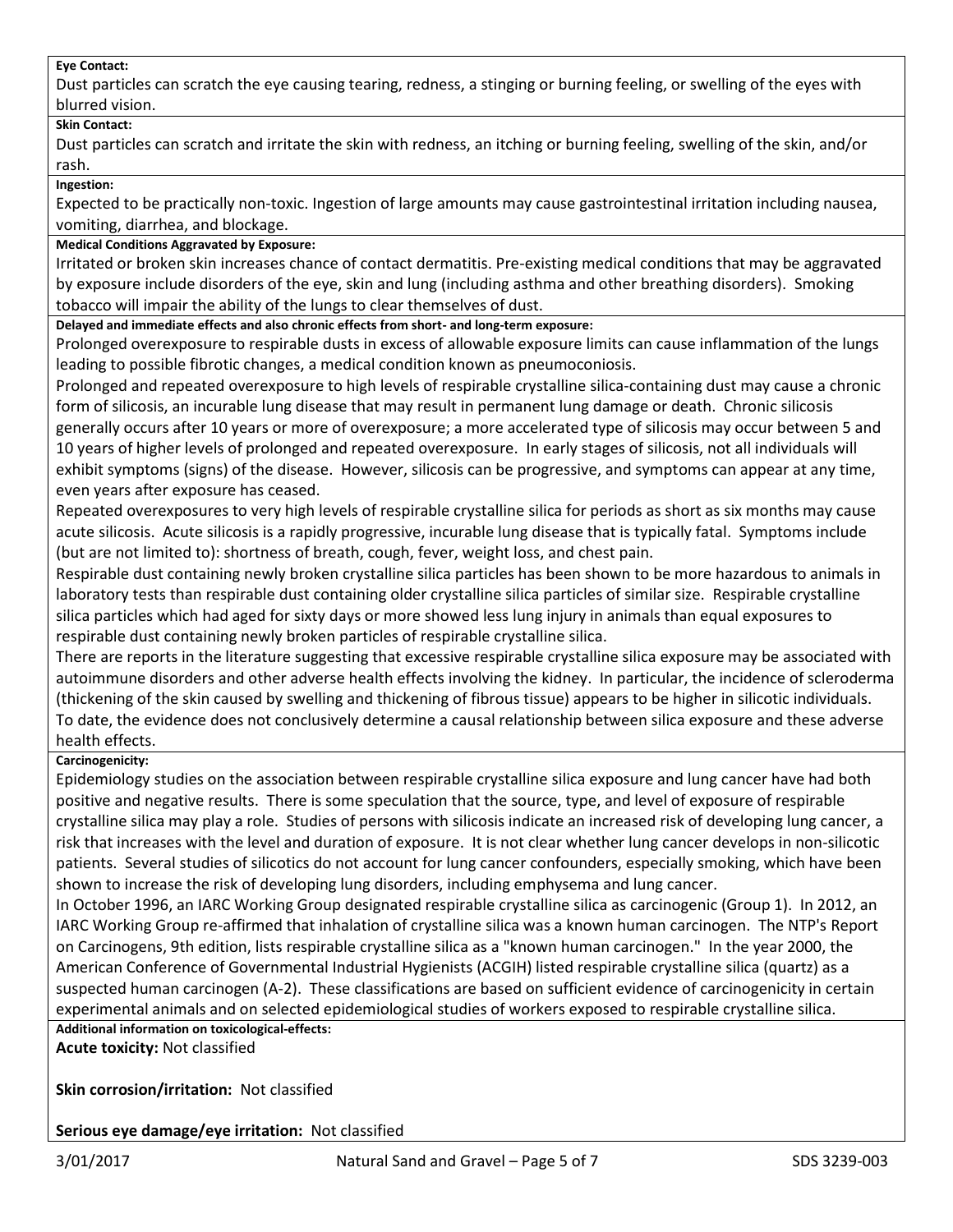**Eye Contact:**

Dust particles can scratch the eye causing tearing, redness, a stinging or burning feeling, or swelling of the eyes with blurred vision.

**Skin Contact:**

Dust particles can scratch and irritate the skin with redness, an itching or burning feeling, swelling of the skin, and/or rash.

**Ingestion:**

Expected to be practically non-toxic. Ingestion of large amounts may cause gastrointestinal irritation including nausea, vomiting, diarrhea, and blockage.

**Medical Conditions Aggravated by Exposure:**

Irritated or broken skin increases chance of contact dermatitis. Pre-existing medical conditions that may be aggravated by exposure include disorders of the eye, skin and lung (including asthma and other breathing disorders). Smoking tobacco will impair the ability of the lungs to clear themselves of dust.

**Delayed and immediate effects and also chronic effects from short- and long-term exposure:**

Prolonged overexposure to respirable dusts in excess of allowable exposure limits can cause inflammation of the lungs leading to possible fibrotic changes, a medical condition known as pneumoconiosis.

Prolonged and repeated overexposure to high levels of respirable crystalline silica-containing dust may cause a chronic form of silicosis, an incurable lung disease that may result in permanent lung damage or death. Chronic silicosis generally occurs after 10 years or more of overexposure; a more accelerated type of silicosis may occur between 5 and 10 years of higher levels of prolonged and repeated overexposure. In early stages of silicosis, not all individuals will exhibit symptoms (signs) of the disease. However, silicosis can be progressive, and symptoms can appear at any time, even years after exposure has ceased.

Repeated overexposures to very high levels of respirable crystalline silica for periods as short as six months may cause acute silicosis. Acute silicosis is a rapidly progressive, incurable lung disease that is typically fatal. Symptoms include (but are not limited to): shortness of breath, cough, fever, weight loss, and chest pain.

Respirable dust containing newly broken crystalline silica particles has been shown to be more hazardous to animals in laboratory tests than respirable dust containing older crystalline silica particles of similar size. Respirable crystalline silica particles which had aged for sixty days or more showed less lung injury in animals than equal exposures to respirable dust containing newly broken particles of respirable crystalline silica.

There are reports in the literature suggesting that excessive respirable crystalline silica exposure may be associated with autoimmune disorders and other adverse health effects involving the kidney. In particular, the incidence of scleroderma (thickening of the skin caused by swelling and thickening of fibrous tissue) appears to be higher in silicotic individuals. To date, the evidence does not conclusively determine a causal relationship between silica exposure and these adverse health effects.

**Carcinogenicity:**

Epidemiology studies on the association between respirable crystalline silica exposure and lung cancer have had both positive and negative results. There is some speculation that the source, type, and level of exposure of respirable crystalline silica may play a role. Studies of persons with silicosis indicate an increased risk of developing lung cancer, a risk that increases with the level and duration of exposure. It is not clear whether lung cancer develops in non-silicotic patients. Several studies of silicotics do not account for lung cancer confounders, especially smoking, which have been shown to increase the risk of developing lung disorders, including emphysema and lung cancer.

In October 1996, an IARC Working Group designated respirable crystalline silica as carcinogenic (Group 1). In 2012, an IARC Working Group re-affirmed that inhalation of crystalline silica was a known human carcinogen. The NTP's Report on Carcinogens, 9th edition, lists respirable crystalline silica as a "known human carcinogen." In the year 2000, the American Conference of Governmental Industrial Hygienists (ACGIH) listed respirable crystalline silica (quartz) as a suspected human carcinogen (A-2). These classifications are based on sufficient evidence of carcinogenicity in certain experimental animals and on selected epidemiological studies of workers exposed to respirable crystalline silica.

**Additional information on toxicological-effects:**

**Acute toxicity:** Not classified

**Skin corrosion/irritation:** Not classified

**Serious eye damage/eye irritation:** Not classified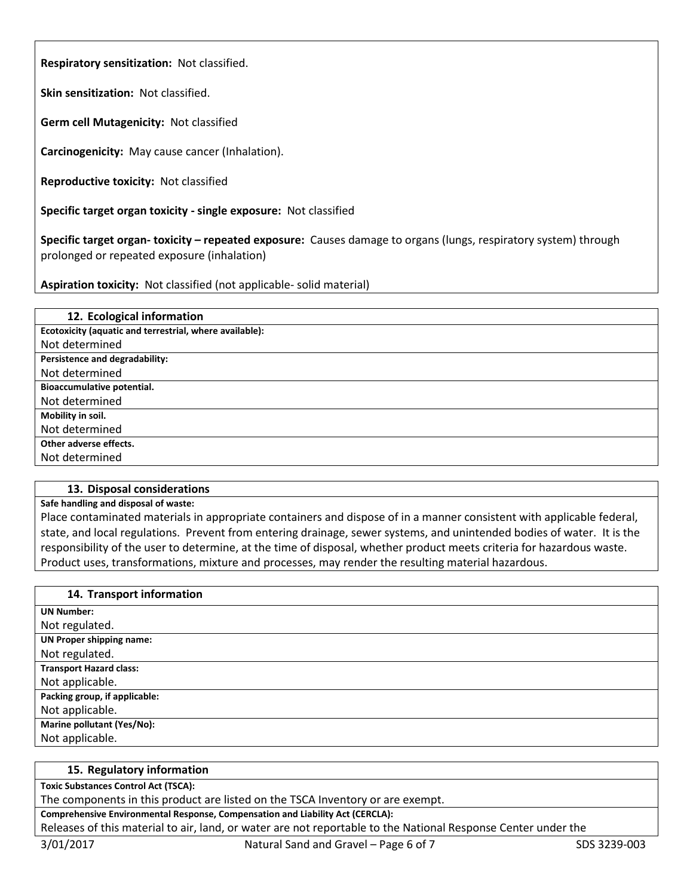**Respiratory sensitization:** Not classified.

**Skin sensitization:** Not classified.

**Germ cell Mutagenicity:** Not classified

**Carcinogenicity:** May cause cancer (Inhalation).

**Reproductive toxicity:** Not classified

**Specific target organ toxicity - single exposure:** Not classified

**Specific target organ- toxicity – repeated exposure:** Causes damage to organs (lungs, respiratory system) through prolonged or repeated exposure (inhalation)

**Aspiration toxicity:** Not classified (not applicable- solid material)

## 12. Ecological information

**Ecotoxicity (aquatic and terrestrial, where available):**
Not determined

**Persistence and degradability:**
Not determined

**Bioaccumulative potential.**
Not determined

**Mobility in soil.**
Not determined

**Other adverse effects.**
Not determined

## 13. Disposal considerations

**Safe handling and disposal of waste:**
Place contaminated materials in appropriate containers and dispose of in a manner consistent with applicable federal, state, and local regulations. Prevent from entering drainage, sewer systems, and unintended bodies of water. It is the responsibility of the user to determine, at the time of disposal, whether product meets criteria for hazardous waste. Product uses, transformations, mixture and processes, may render the resulting material hazardous.

## 14. Transport information

**UN Number:**
Not regulated.

**UN Proper shipping name:**
Not regulated.

**Transport Hazard class:**
Not applicable.

**Packing group, if applicable:**
Not applicable.

**Marine pollutant (Yes/No):**
Not applicable.

## 15. Regulatory information

**Toxic Substances Control Act (TSCA):**
The components in this product are listed on the TSCA Inventory or are exempt.

**Comprehensive Environmental Response, Compensation and Liability Act (CERCLA):**
Releases of this material to air, land, or water are not reportable to the National Response Center under the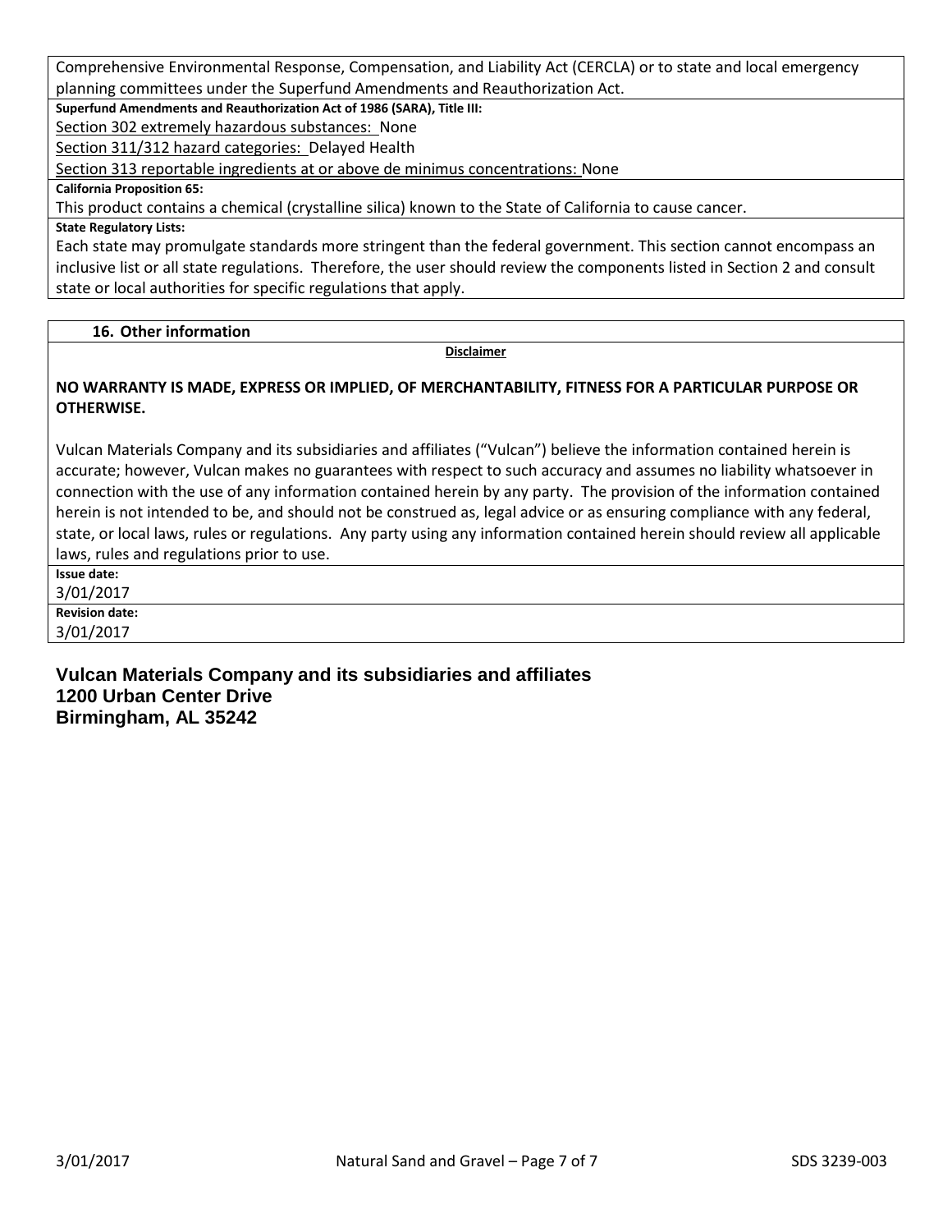Comprehensive Environmental Response, Compensation, and Liability Act (CERCLA) or to state and local emergency planning committees under the Superfund Amendments and Reauthorization Act.

**Superfund Amendments and Reauthorization Act of 1986 (SARA), Title III:**

Section 302 extremely hazardous substances: None

Section 311/312 hazard categories: Delayed Health

Section 313 reportable ingredients at or above de minimus concentrations: None

**California Proposition 65:**

This product contains a chemical (crystalline silica) known to the State of California to cause cancer.

**State Regulatory Lists:**

Each state may promulgate standards more stringent than the federal government. This section cannot encompass an inclusive list or all state regulations. Therefore, the user should review the components listed in Section 2 and consult state or local authorities for specific regulations that apply.

## 16. Other information

**Disclaimer**

**NO WARRANTY IS MADE, EXPRESS OR IMPLIED, OF MERCHANTABILITY, FITNESS FOR A PARTICULAR PURPOSE OR OTHERWISE.**

Vulcan Materials Company and its subsidiaries and affiliates ("Vulcan") believe the information contained herein is accurate; however, Vulcan makes no guarantees with respect to such accuracy and assumes no liability whatsoever in connection with the use of any information contained herein by any party. The provision of the information contained herein is not intended to be, and should not be construed as, legal advice or as ensuring compliance with any federal, state, or local laws, rules or regulations. Any party using any information contained herein should review all applicable laws, rules and regulations prior to use.

**Issue date:**

3/01/2017

**Revision date:**

3/01/2017

**Vulcan Materials Company and its subsidiaries and affiliates**
**1200 Urban Center Drive**
**Birmingham, AL 35242**